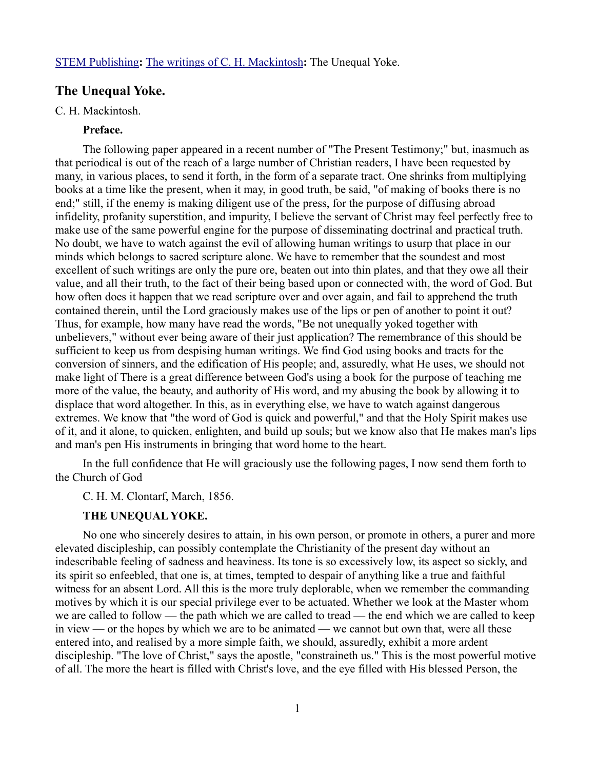STEM Publishing**:** The writings of C. H. Mackintosh**:** The Unequal Yoke.

## The Unequal Yoke.

C. H. Mackintosh.

**Preface.**

The following paper appeared in a recent number of "The Present Testimony;" but, inasmuch as that periodical is out of the reach of a large number of Christian readers, I have been requested by many, in various places, to send it forth, in the form of a separate tract. One shrinks from multiplying books at a time like the present, when it may, in good truth, be said, "of making of books there is no end;" still, if the enemy is making diligent use of the press, for the purpose of diffusing abroad infidelity, profanity superstition, and impurity, I believe the servant of Christ may feel perfectly free to make use of the same powerful engine for the purpose of disseminating doctrinal and practical truth. No doubt, we have to watch against the evil of allowing human writings to usurp that place in our minds which belongs to sacred scripture alone. We have to remember that the soundest and most excellent of such writings are only the pure ore, beaten out into thin plates, and that they owe all their value, and all their truth, to the fact of their being based upon or connected with, the word of God. But how often does it happen that we read scripture over and over again, and fail to apprehend the truth contained therein, until the Lord graciously makes use of the lips or pen of another to point it out? Thus, for example, how many have read the words, "Be not unequally yoked together with unbelievers," without ever being aware of their just application? The remembrance of this should be sufficient to keep us from despising human writings. We find God using books and tracts for the conversion of sinners, and the edification of His people; and, assuredly, what He uses, we should not make light of There is a great difference between God's using a book for the purpose of teaching me more of the value, the beauty, and authority of His word, and my abusing the book by allowing it to displace that word altogether. In this, as in everything else, we have to watch against dangerous extremes. We know that "the word of God is quick and powerful," and that the Holy Spirit makes use of it, and it alone, to quicken, enlighten, and build up souls; but we know also that He makes man's lips and man's pen His instruments in bringing that word home to the heart.

In the full confidence that He will graciously use the following pages, I now send them forth to the Church of God

C. H. M. Clontarf, March, 1856.

**THE UNEQUAL YOKE.**

No one who sincerely desires to attain, in his own person, or promote in others, a purer and more elevated discipleship, can possibly contemplate the Christianity of the present day without an indescribable feeling of sadness and heaviness. Its tone is so excessively low, its aspect so sickly, and its spirit so enfeebled, that one is, at times, tempted to despair of anything like a true and faithful witness for an absent Lord. All this is the more truly deplorable, when we remember the commanding motives by which it is our special privilege ever to be actuated. Whether we look at the Master whom we are called to follow — the path which we are called to tread — the end which we are called to keep in view — or the hopes by which we are to be animated — we cannot but own that, were all these entered into, and realised by a more simple faith, we should, assuredly, exhibit a more ardent discipleship. "The love of Christ," says the apostle, "constraineth us." This is the most powerful motive of all. The more the heart is filled with Christ's love, and the eye filled with His blessed Person, the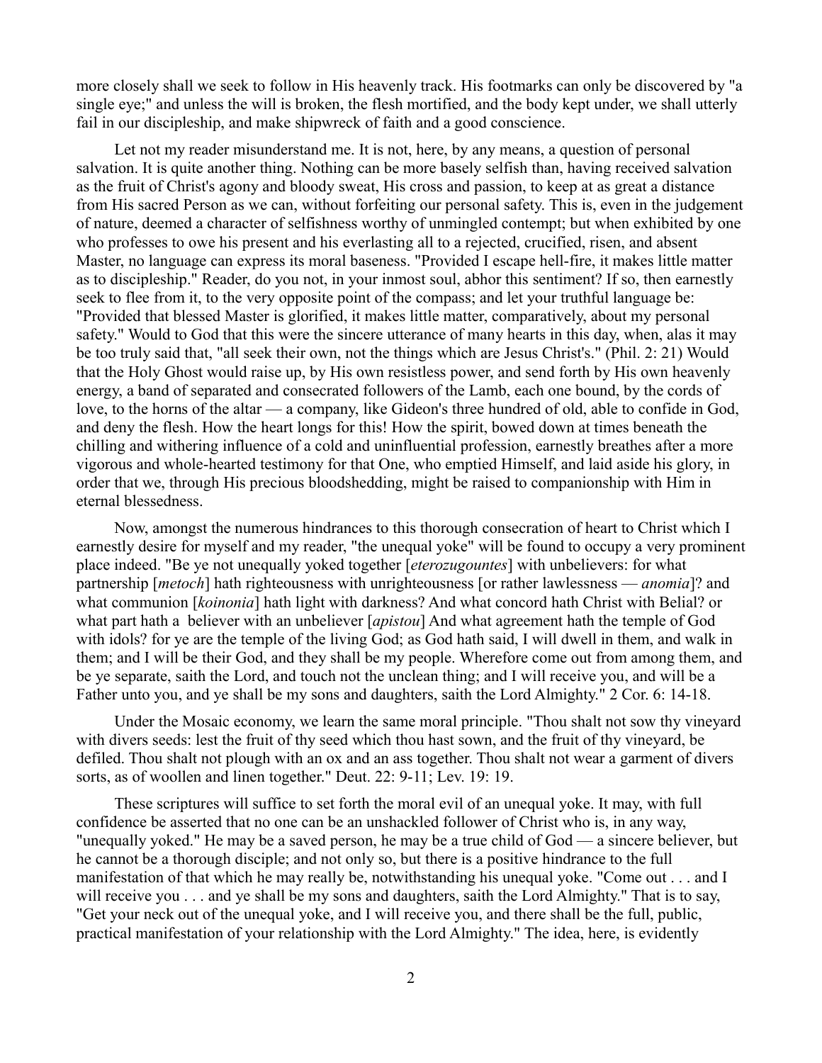more closely shall we seek to follow in His heavenly track. His footmarks can only be discovered by "a single eye;" and unless the will is broken, the flesh mortified, and the body kept under, we shall utterly fail in our discipleship, and make shipwreck of faith and a good conscience.

Let not my reader misunderstand me. It is not, here, by any means, a question of personal salvation. It is quite another thing. Nothing can be more basely selfish than, having received salvation as the fruit of Christ's agony and bloody sweat, His cross and passion, to keep at as great a distance from His sacred Person as we can, without forfeiting our personal safety. This is, even in the judgement of nature, deemed a character of selfishness worthy of unmingled contempt; but when exhibited by one who professes to owe his present and his everlasting all to a rejected, crucified, risen, and absent Master, no language can express its moral baseness. "Provided I escape hell-fire, it makes little matter as to discipleship." Reader, do you not, in your inmost soul, abhor this sentiment? If so, then earnestly seek to flee from it, to the very opposite point of the compass; and let your truthful language be: "Provided that blessed Master is glorified, it makes little matter, comparatively, about my personal safety." Would to God that this were the sincere utterance of many hearts in this day, when, alas it may be too truly said that, "all seek their own, not the things which are Jesus Christ's." (Phil. 2: 21) Would that the Holy Ghost would raise up, by His own resistless power, and send forth by His own heavenly energy, a band of separated and consecrated followers of the Lamb, each one bound, by the cords of love, to the horns of the altar — a company, like Gideon's three hundred of old, able to confide in God, and deny the flesh. How the heart longs for this! How the spirit, bowed down at times beneath the chilling and withering influence of a cold and uninfluential profession, earnestly breathes after a more vigorous and whole-hearted testimony for that One, who emptied Himself, and laid aside his glory, in order that we, through His precious bloodshedding, might be raised to companionship with Him in eternal blessedness.

Now, amongst the numerous hindrances to this thorough consecration of heart to Christ which I earnestly desire for myself and my reader, "the unequal yoke" will be found to occupy a very prominent place indeed. "Be ye not unequally yoked together [*eterozugountes*] with unbelievers: for what partnership [*metoch*] hath righteousness with unrighteousness [or rather lawlessness — *anomia*]? and what communion [*koinonia*] hath light with darkness? And what concord hath Christ with Belial? or what part hath a believer with an unbeliever [*apistou*] And what agreement hath the temple of God with idols? for ye are the temple of the living God; as God hath said, I will dwell in them, and walk in them; and I will be their God, and they shall be my people. Wherefore come out from among them, and be ye separate, saith the Lord, and touch not the unclean thing; and I will receive you, and will be a Father unto you, and ye shall be my sons and daughters, saith the Lord Almighty." 2 Cor. 6: 14-18.

Under the Mosaic economy, we learn the same moral principle. "Thou shalt not sow thy vineyard with divers seeds: lest the fruit of thy seed which thou hast sown, and the fruit of thy vineyard, be defiled. Thou shalt not plough with an ox and an ass together. Thou shalt not wear a garment of divers sorts, as of woollen and linen together." Deut. 22: 9-11; Lev. 19: 19.

These scriptures will suffice to set forth the moral evil of an unequal yoke. It may, with full confidence be asserted that no one can be an unshackled follower of Christ who is, in any way, "unequally yoked." He may be a saved person, he may be a true child of God — a sincere believer, but he cannot be a thorough disciple; and not only so, but there is a positive hindrance to the full manifestation of that which he may really be, notwithstanding his unequal yoke. "Come out . . . and I will receive you . . . and ye shall be my sons and daughters, saith the Lord Almighty." That is to say, "Get your neck out of the unequal yoke, and I will receive you, and there shall be the full, public, practical manifestation of your relationship with the Lord Almighty." The idea, here, is evidently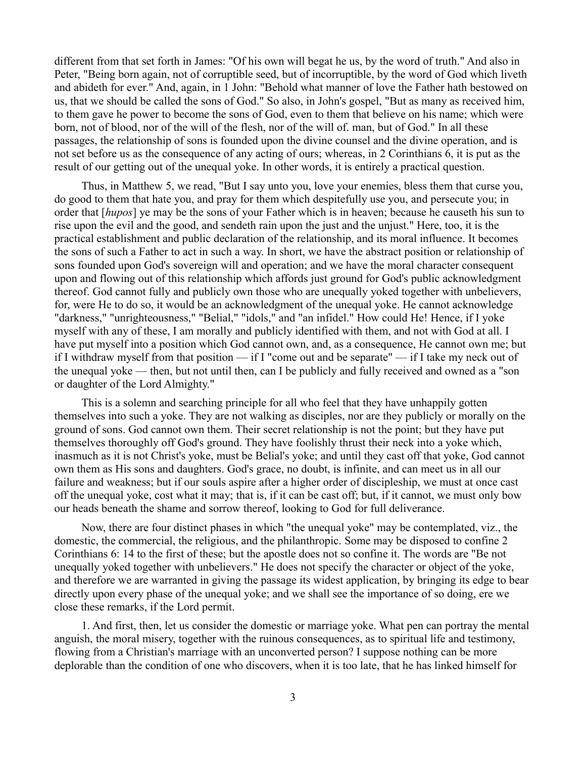different from that set forth in James: "Of his own will begat he us, by the word of truth." And also in Peter, "Being born again, not of corruptible seed, but of incorruptible, by the word of God which liveth and abideth for ever." And, again, in 1 John: "Behold what manner of love the Father hath bestowed on us, that we should be called the sons of God." So also, in John's gospel, "But as many as received him, to them gave he power to become the sons of God, even to them that believe on his name; which were born, not of blood, nor of the will of the flesh, nor of the will of. man, but of God." In all these passages, the relationship of sons is founded upon the divine counsel and the divine operation, and is not set before us as the consequence of any acting of ours; whereas, in 2 Corinthians 6, it is put as the result of our getting out of the unequal yoke. In other words, it is entirely a practical question.

Thus, in Matthew 5, we read, "But I say unto you, love your enemies, bless them that curse you, do good to them that hate you, and pray for them which despitefully use you, and persecute you; in order that [*hupos*] ye may be the sons of your Father which is in heaven; because he causeth his sun to rise upon the evil and the good, and sendeth rain upon the just and the unjust." Here, too, it is the practical establishment and public declaration of the relationship, and its moral influence. It becomes the sons of such a Father to act in such a way. In short, we have the abstract position or relationship of sons founded upon God's sovereign will and operation; and we have the moral character consequent upon and flowing out of this relationship which affords just ground for God's public acknowledgment thereof. God cannot fully and publicly own those who are unequally yoked together with unbelievers, for, were He to do so, it would be an acknowledgment of the unequal yoke. He cannot acknowledge "darkness," "unrighteousness," "Belial," "idols," and "an infidel." How could He! Hence, if I yoke myself with any of these, I am morally and publicly identified with them, and not with God at all. I have put myself into a position which God cannot own, and, as a consequence, He cannot own me; but if I withdraw myself from that position — if I "come out and be separate" — if I take my neck out of the unequal yoke — then, but not until then, can I be publicly and fully received and owned as a "son or daughter of the Lord Almighty."

This is a solemn and searching principle for all who feel that they have unhappily gotten themselves into such a yoke. They are not walking as disciples, nor are they publicly or morally on the ground of sons. God cannot own them. Their secret relationship is not the point; but they have put themselves thoroughly off God's ground. They have foolishly thrust their neck into a yoke which, inasmuch as it is not Christ's yoke, must be Belial's yoke; and until they cast off that yoke, God cannot own them as His sons and daughters. God's grace, no doubt, is infinite, and can meet us in all our failure and weakness; but if our souls aspire after a higher order of discipleship, we must at once cast off the unequal yoke, cost what it may; that is, if it can be cast off; but, if it cannot, we must only bow our heads beneath the shame and sorrow thereof, looking to God for full deliverance.

Now, there are four distinct phases in which "the unequal yoke" may be contemplated, viz., the domestic, the commercial, the religious, and the philanthropic. Some may be disposed to confine 2 Corinthians 6: 14 to the first of these; but the apostle does not so confine it. The words are "Be not unequally yoked together with unbelievers." He does not specify the character or object of the yoke, and therefore we are warranted in giving the passage its widest application, by bringing its edge to bear directly upon every phase of the unequal yoke; and we shall see the importance of so doing, ere we close these remarks, if the Lord permit.

1. And first, then, let us consider the domestic or marriage yoke. What pen can portray the mental anguish, the moral misery, together with the ruinous consequences, as to spiritual life and testimony, flowing from a Christian's marriage with an unconverted person? I suppose nothing can be more deplorable than the condition of one who discovers, when it is too late, that he has linked himself for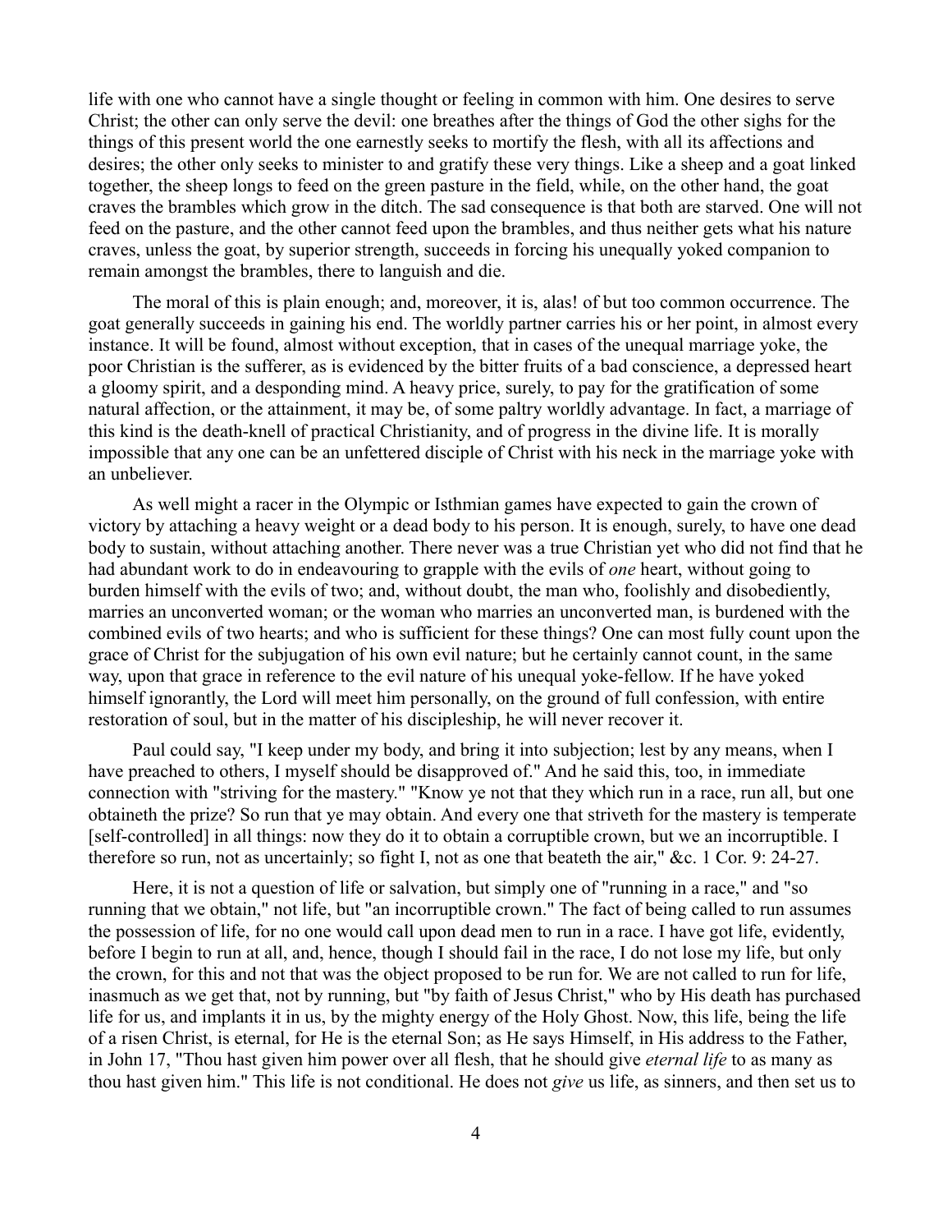life with one who cannot have a single thought or feeling in common with him. One desires to serve Christ; the other can only serve the devil: one breathes after the things of God the other sighs for the things of this present world the one earnestly seeks to mortify the flesh, with all its affections and desires; the other only seeks to minister to and gratify these very things. Like a sheep and a goat linked together, the sheep longs to feed on the green pasture in the field, while, on the other hand, the goat craves the brambles which grow in the ditch. The sad consequence is that both are starved. One will not feed on the pasture, and the other cannot feed upon the brambles, and thus neither gets what his nature craves, unless the goat, by superior strength, succeeds in forcing his unequally yoked companion to remain amongst the brambles, there to languish and die.

The moral of this is plain enough; and, moreover, it is, alas! of but too common occurrence. The goat generally succeeds in gaining his end. The worldly partner carries his or her point, in almost every instance. It will be found, almost without exception, that in cases of the unequal marriage yoke, the poor Christian is the sufferer, as is evidenced by the bitter fruits of a bad conscience, a depressed heart a gloomy spirit, and a desponding mind. A heavy price, surely, to pay for the gratification of some natural affection, or the attainment, it may be, of some paltry worldly advantage. In fact, a marriage of this kind is the death-knell of practical Christianity, and of progress in the divine life. It is morally impossible that any one can be an unfettered disciple of Christ with his neck in the marriage yoke with an unbeliever.

As well might a racer in the Olympic or Isthmian games have expected to gain the crown of victory by attaching a heavy weight or a dead body to his person. It is enough, surely, to have one dead body to sustain, without attaching another. There never was a true Christian yet who did not find that he had abundant work to do in endeavouring to grapple with the evils of *one* heart, without going to burden himself with the evils of two; and, without doubt, the man who, foolishly and disobediently, marries an unconverted woman; or the woman who marries an unconverted man, is burdened with the combined evils of two hearts; and who is sufficient for these things? One can most fully count upon the grace of Christ for the subjugation of his own evil nature; but he certainly cannot count, in the same way, upon that grace in reference to the evil nature of his unequal yoke-fellow. If he have yoked himself ignorantly, the Lord will meet him personally, on the ground of full confession, with entire restoration of soul, but in the matter of his discipleship, he will never recover it.

Paul could say, "I keep under my body, and bring it into subjection; lest by any means, when I have preached to others, I myself should be disapproved of." And he said this, too, in immediate connection with "striving for the mastery." "Know ye not that they which run in a race, run all, but one obtaineth the prize? So run that ye may obtain. And every one that striveth for the mastery is temperate [self-controlled] in all things: now they do it to obtain a corruptible crown, but we an incorruptible. I therefore so run, not as uncertainly; so fight I, not as one that beateth the air," &c. 1 Cor. 9: 24-27.

Here, it is not a question of life or salvation, but simply one of "running in a race," and "so running that we obtain," not life, but "an incorruptible crown." The fact of being called to run assumes the possession of life, for no one would call upon dead men to run in a race. I have got life, evidently, before I begin to run at all, and, hence, though I should fail in the race, I do not lose my life, but only the crown, for this and not that was the object proposed to be run for. We are not called to run for life, inasmuch as we get that, not by running, but "by faith of Jesus Christ," who by His death has purchased life for us, and implants it in us, by the mighty energy of the Holy Ghost. Now, this life, being the life of a risen Christ, is eternal, for He is the eternal Son; as He says Himself, in His address to the Father, in John 17, "Thou hast given him power over all flesh, that he should give *eternal life* to as many as thou hast given him." This life is not conditional. He does not *give* us life, as sinners, and then set us to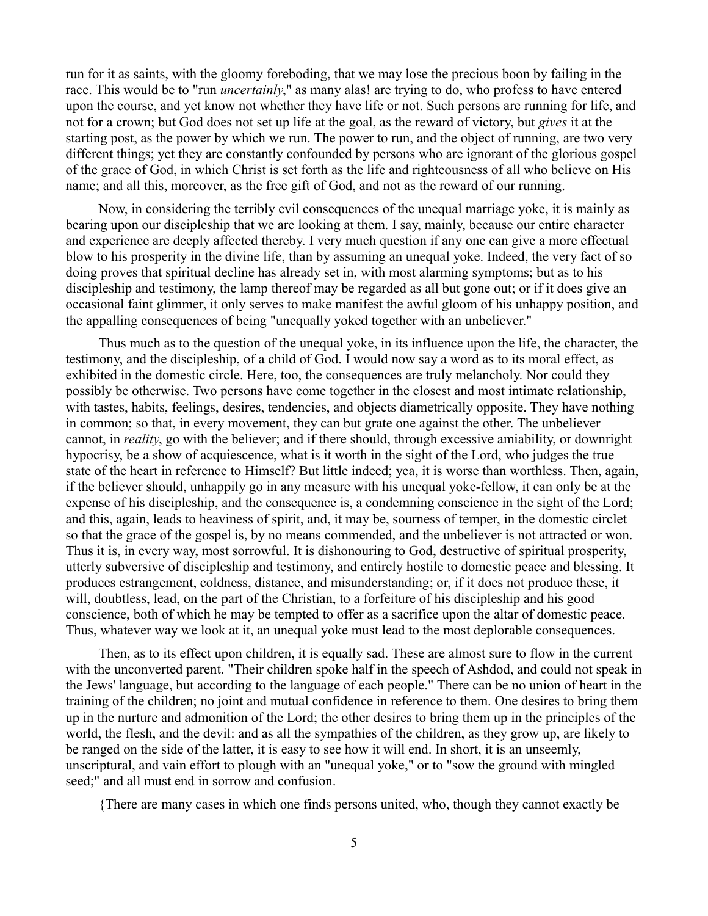run for it as saints, with the gloomy foreboding, that we may lose the precious boon by failing in the race. This would be to "run *uncertainly*," as many alas! are trying to do, who profess to have entered upon the course, and yet know not whether they have life or not. Such persons are running for life, and not for a crown; but God does not set up life at the goal, as the reward of victory, but *gives* it at the starting post, as the power by which we run. The power to run, and the object of running, are two very different things; yet they are constantly confounded by persons who are ignorant of the glorious gospel of the grace of God, in which Christ is set forth as the life and righteousness of all who believe on His name; and all this, moreover, as the free gift of God, and not as the reward of our running.

Now, in considering the terribly evil consequences of the unequal marriage yoke, it is mainly as bearing upon our discipleship that we are looking at them. I say, mainly, because our entire character and experience are deeply affected thereby. I very much question if any one can give a more effectual blow to his prosperity in the divine life, than by assuming an unequal yoke. Indeed, the very fact of so doing proves that spiritual decline has already set in, with most alarming symptoms; but as to his discipleship and testimony, the lamp thereof may be regarded as all but gone out; or if it does give an occasional faint glimmer, it only serves to make manifest the awful gloom of his unhappy position, and the appalling consequences of being "unequally yoked together with an unbeliever."

Thus much as to the question of the unequal yoke, in its influence upon the life, the character, the testimony, and the discipleship, of a child of God. I would now say a word as to its moral effect, as exhibited in the domestic circle. Here, too, the consequences are truly melancholy. Nor could they possibly be otherwise. Two persons have come together in the closest and most intimate relationship, with tastes, habits, feelings, desires, tendencies, and objects diametrically opposite. They have nothing in common; so that, in every movement, they can but grate one against the other. The unbeliever cannot, in *reality*, go with the believer; and if there should, through excessive amiability, or downright hypocrisy, be a show of acquiescence, what is it worth in the sight of the Lord, who judges the true state of the heart in reference to Himself? But little indeed; yea, it is worse than worthless. Then, again, if the believer should, unhappily go in any measure with his unequal yoke-fellow, it can only be at the expense of his discipleship, and the consequence is, a condemning conscience in the sight of the Lord; and this, again, leads to heaviness of spirit, and, it may be, sourness of temper, in the domestic circlet so that the grace of the gospel is, by no means commended, and the unbeliever is not attracted or won. Thus it is, in every way, most sorrowful. It is dishonouring to God, destructive of spiritual prosperity, utterly subversive of discipleship and testimony, and entirely hostile to domestic peace and blessing. It produces estrangement, coldness, distance, and misunderstanding; or, if it does not produce these, it will, doubtless, lead, on the part of the Christian, to a forfeiture of his discipleship and his good conscience, both of which he may be tempted to offer as a sacrifice upon the altar of domestic peace. Thus, whatever way we look at it, an unequal yoke must lead to the most deplorable consequences.

Then, as to its effect upon children, it is equally sad. These are almost sure to flow in the current with the unconverted parent. "Their children spoke half in the speech of Ashdod, and could not speak in the Jews' language, but according to the language of each people." There can be no union of heart in the training of the children; no joint and mutual confidence in reference to them. One desires to bring them up in the nurture and admonition of the Lord; the other desires to bring them up in the principles of the world, the flesh, and the devil: and as all the sympathies of the children, as they grow up, are likely to be ranged on the side of the latter, it is easy to see how it will end. In short, it is an unseemly, unscriptural, and vain effort to plough with an "unequal yoke," or to "sow the ground with mingled seed;" and all must end in sorrow and confusion.

{There are many cases in which one finds persons united, who, though they cannot exactly be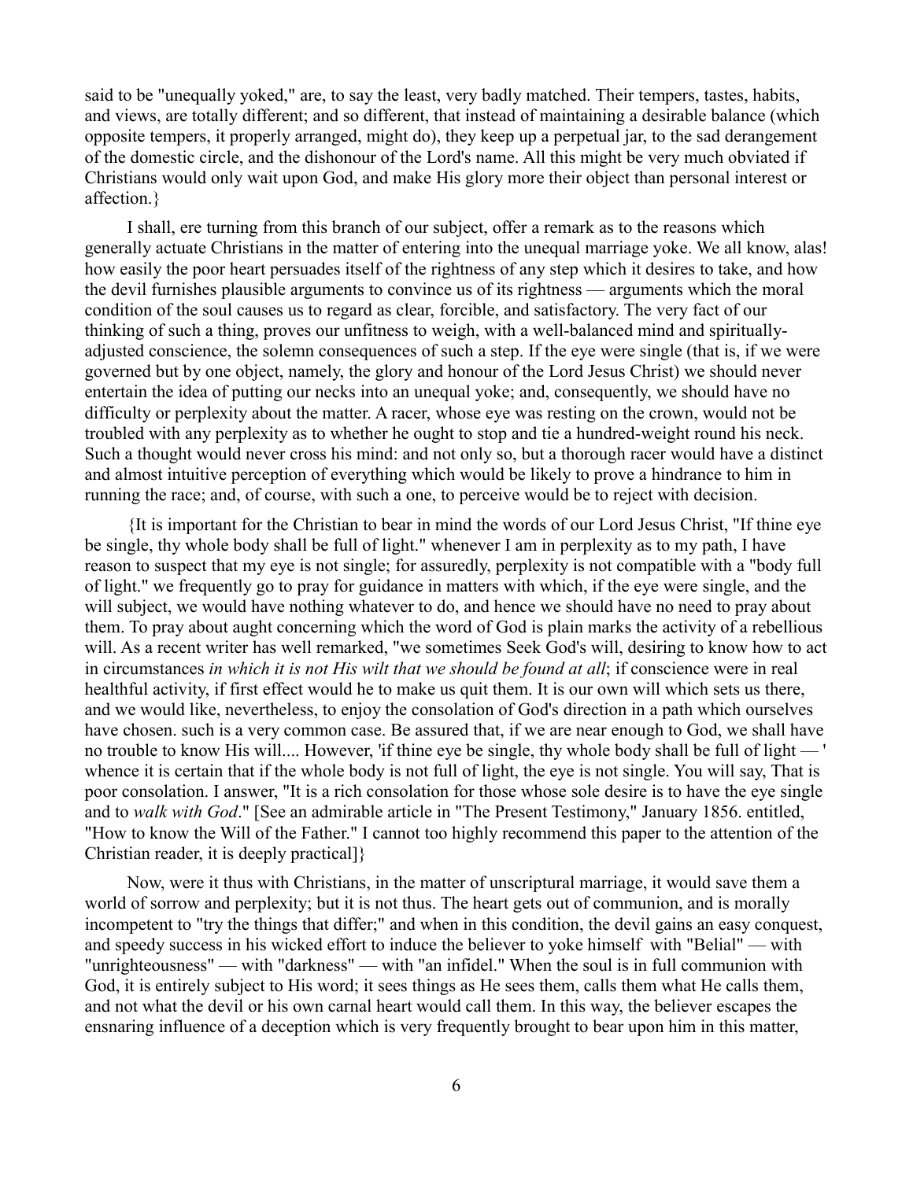said to be "unequally yoked," are, to say the least, very badly matched. Their tempers, tastes, habits, and views, are totally different; and so different, that instead of maintaining a desirable balance (which opposite tempers, it properly arranged, might do), they keep up a perpetual jar, to the sad derangement of the domestic circle, and the dishonour of the Lord's name. All this might be very much obviated if Christians would only wait upon God, and make His glory more their object than personal interest or affection.}

I shall, ere turning from this branch of our subject, offer a remark as to the reasons which generally actuate Christians in the matter of entering into the unequal marriage yoke. We all know, alas! how easily the poor heart persuades itself of the rightness of any step which it desires to take, and how the devil furnishes plausible arguments to convince us of its rightness — arguments which the moral condition of the soul causes us to regard as clear, forcible, and satisfactory. The very fact of our thinking of such a thing, proves our unfitness to weigh, with a well-balanced mind and spiritually-adjusted conscience, the solemn consequences of such a step. If the eye were single (that is, if we were governed but by one object, namely, the glory and honour of the Lord Jesus Christ) we should never entertain the idea of putting our necks into an unequal yoke; and, consequently, we should have no difficulty or perplexity about the matter. A racer, whose eye was resting on the crown, would not be troubled with any perplexity as to whether he ought to stop and tie a hundred-weight round his neck. Such a thought would never cross his mind: and not only so, but a thorough racer would have a distinct and almost intuitive perception of everything which would be likely to prove a hindrance to him in running the race; and, of course, with such a one, to perceive would be to reject with decision.

{It is important for the Christian to bear in mind the words of our Lord Jesus Christ, "If thine eye be single, thy whole body shall be full of light." whenever I am in perplexity as to my path, I have reason to suspect that my eye is not single; for assuredly, perplexity is not compatible with a "body full of light." we frequently go to pray for guidance in matters with which, if the eye were single, and the will subject, we would have nothing whatever to do, and hence we should have no need to pray about them. To pray about aught concerning which the word of God is plain marks the activity of a rebellious will. As a recent writer has well remarked, "we sometimes Seek God's will, desiring to know how to act in circumstances *in which it is not His wilt that we should be found at all*; if conscience were in real healthful activity, if first effect would he to make us quit them. It is our own will which sets us there, and we would like, nevertheless, to enjoy the consolation of God's direction in a path which ourselves have chosen. such is a very common case. Be assured that, if we are near enough to God, we shall have no trouble to know His will.... However, 'if thine eye be single, thy whole body shall be full of light — ' whence it is certain that if the whole body is not full of light, the eye is not single. You will say, That is poor consolation. I answer, "It is a rich consolation for those whose sole desire is to have the eye single and to *walk with God*." [See an admirable article in "The Present Testimony," January 1856. entitled, "How to know the Will of the Father." I cannot too highly recommend this paper to the attention of the Christian reader, it is deeply practical]}

Now, were it thus with Christians, in the matter of unscriptural marriage, it would save them a world of sorrow and perplexity; but it is not thus. The heart gets out of communion, and is morally incompetent to "try the things that differ;" and when in this condition, the devil gains an easy conquest, and speedy success in his wicked effort to induce the believer to yoke himself with "Belial" — with "unrighteousness" — with "darkness" — with "an infidel." When the soul is in full communion with God, it is entirely subject to His word; it sees things as He sees them, calls them what He calls them, and not what the devil or his own carnal heart would call them. In this way, the believer escapes the ensnaring influence of a deception which is very frequently brought to bear upon him in this matter,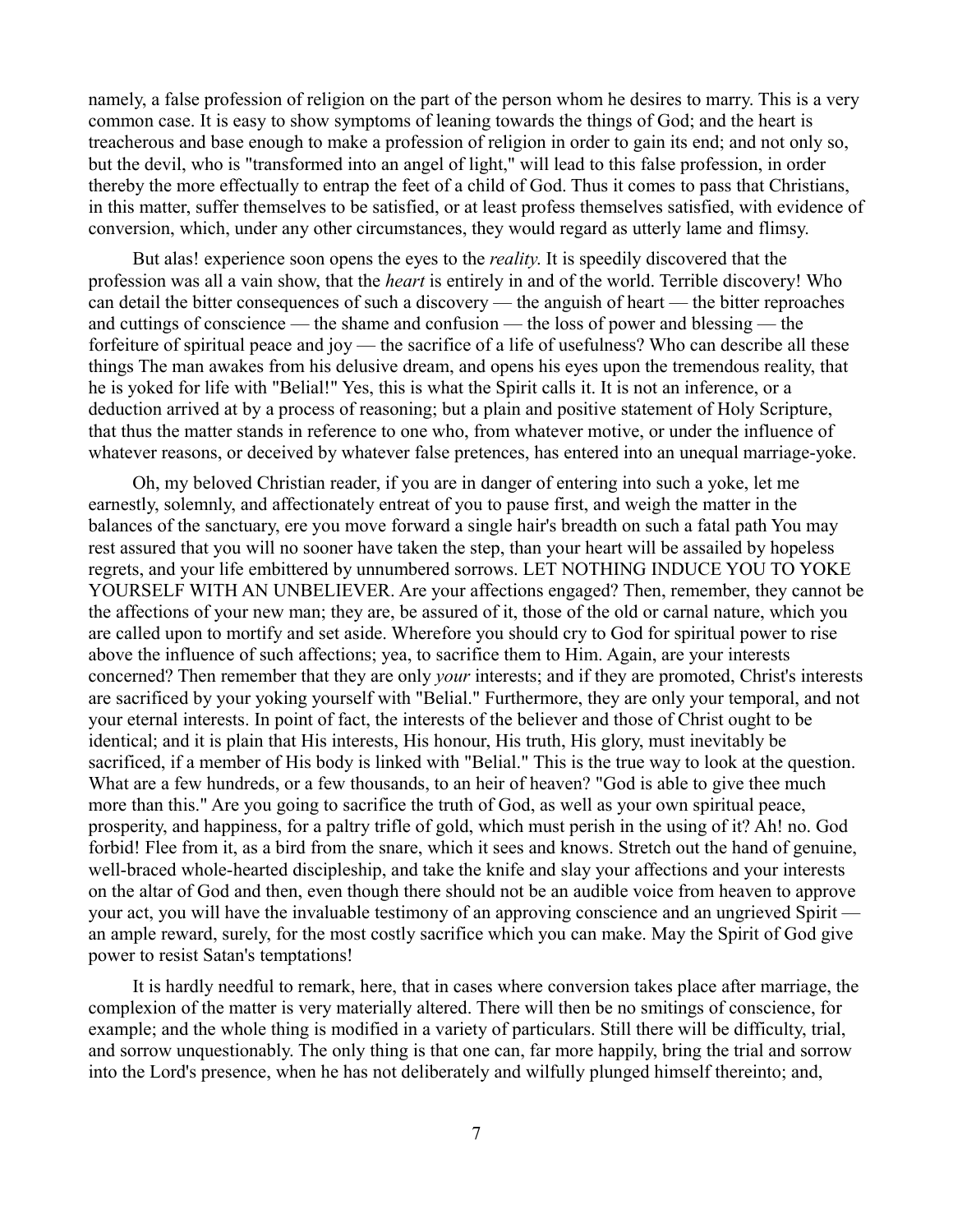namely, a false profession of religion on the part of the person whom he desires to marry. This is a very common case. It is easy to show symptoms of leaning towards the things of God; and the heart is treacherous and base enough to make a profession of religion in order to gain its end; and not only so, but the devil, who is "transformed into an angel of light," will lead to this false profession, in order thereby the more effectually to entrap the feet of a child of God. Thus it comes to pass that Christians, in this matter, suffer themselves to be satisfied, or at least profess themselves satisfied, with evidence of conversion, which, under any other circumstances, they would regard as utterly lame and flimsy.

But alas! experience soon opens the eyes to the *reality*. It is speedily discovered that the profession was all a vain show, that the *heart* is entirely in and of the world. Terrible discovery! Who can detail the bitter consequences of such a discovery — the anguish of heart — the bitter reproaches and cuttings of conscience — the shame and confusion — the loss of power and blessing — the forfeiture of spiritual peace and joy — the sacrifice of a life of usefulness? Who can describe all these things The man awakes from his delusive dream, and opens his eyes upon the tremendous reality, that he is yoked for life with "Belial!" Yes, this is what the Spirit calls it. It is not an inference, or a deduction arrived at by a process of reasoning; but a plain and positive statement of Holy Scripture, that thus the matter stands in reference to one who, from whatever motive, or under the influence of whatever reasons, or deceived by whatever false pretences, has entered into an unequal marriage-yoke.

Oh, my beloved Christian reader, if you are in danger of entering into such a yoke, let me earnestly, solemnly, and affectionately entreat of you to pause first, and weigh the matter in the balances of the sanctuary, ere you move forward a single hair's breadth on such a fatal path You may rest assured that you will no sooner have taken the step, than your heart will be assailed by hopeless regrets, and your life embittered by unnumbered sorrows. LET NOTHING INDUCE YOU TO YOKE YOURSELF WITH AN UNBELIEVER. Are your affections engaged? Then, remember, they cannot be the affections of your new man; they are, be assured of it, those of the old or carnal nature, which you are called upon to mortify and set aside. Wherefore you should cry to God for spiritual power to rise above the influence of such affections; yea, to sacrifice them to Him. Again, are your interests concerned? Then remember that they are only *your* interests; and if they are promoted, Christ's interests are sacrificed by your yoking yourself with "Belial." Furthermore, they are only your temporal, and not your eternal interests. In point of fact, the interests of the believer and those of Christ ought to be identical; and it is plain that His interests, His honour, His truth, His glory, must inevitably be sacrificed, if a member of His body is linked with "Belial." This is the true way to look at the question. What are a few hundreds, or a few thousands, to an heir of heaven? "God is able to give thee much more than this." Are you going to sacrifice the truth of God, as well as your own spiritual peace, prosperity, and happiness, for a paltry trifle of gold, which must perish in the using of it? Ah! no. God forbid! Flee from it, as a bird from the snare, which it sees and knows. Stretch out the hand of genuine, well-braced whole-hearted discipleship, and take the knife and slay your affections and your interests on the altar of God and then, even though there should not be an audible voice from heaven to approve your act, you will have the invaluable testimony of an approving conscience and an ungrieved Spirit — an ample reward, surely, for the most costly sacrifice which you can make. May the Spirit of God give power to resist Satan's temptations!

It is hardly needful to remark, here, that in cases where conversion takes place after marriage, the complexion of the matter is very materially altered. There will then be no smitings of conscience, for example; and the whole thing is modified in a variety of particulars. Still there will be difficulty, trial, and sorrow unquestionably. The only thing is that one can, far more happily, bring the trial and sorrow into the Lord's presence, when he has not deliberately and wilfully plunged himself thereinto; and,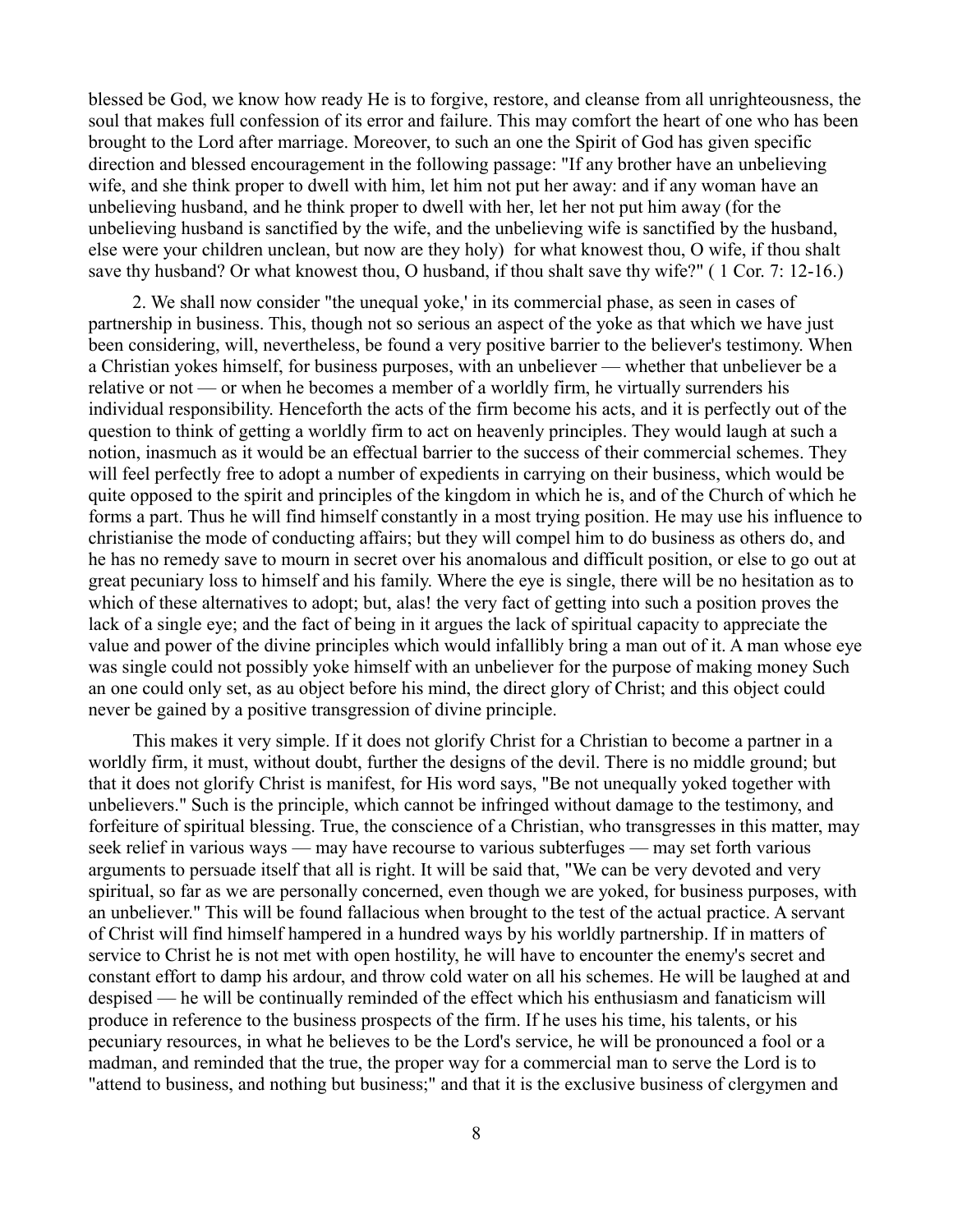blessed be God, we know how ready He is to forgive, restore, and cleanse from all unrighteousness, the soul that makes full confession of its error and failure. This may comfort the heart of one who has been brought to the Lord after marriage. Moreover, to such an one the Spirit of God has given specific direction and blessed encouragement in the following passage: "If any brother have an unbelieving wife, and she think proper to dwell with him, let him not put her away: and if any woman have an unbelieving husband, and he think proper to dwell with her, let her not put him away (for the unbelieving husband is sanctified by the wife, and the unbelieving wife is sanctified by the husband, else were your children unclean, but now are they holy) for what knowest thou, O wife, if thou shalt save thy husband? Or what knowest thou, O husband, if thou shalt save thy wife?" ( 1 Cor. 7: 12-16.)

2. We shall now consider "the unequal yoke,' in its commercial phase, as seen in cases of partnership in business. This, though not so serious an aspect of the yoke as that which we have just been considering, will, nevertheless, be found a very positive barrier to the believer's testimony. When a Christian yokes himself, for business purposes, with an unbeliever — whether that unbeliever be a relative or not — or when he becomes a member of a worldly firm, he virtually surrenders his individual responsibility. Henceforth the acts of the firm become his acts, and it is perfectly out of the question to think of getting a worldly firm to act on heavenly principles. They would laugh at such a notion, inasmuch as it would be an effectual barrier to the success of their commercial schemes. They will feel perfectly free to adopt a number of expedients in carrying on their business, which would be quite opposed to the spirit and principles of the kingdom in which he is, and of the Church of which he forms a part. Thus he will find himself constantly in a most trying position. He may use his influence to christianise the mode of conducting affairs; but they will compel him to do business as others do, and he has no remedy save to mourn in secret over his anomalous and difficult position, or else to go out at great pecuniary loss to himself and his family. Where the eye is single, there will be no hesitation as to which of these alternatives to adopt; but, alas! the very fact of getting into such a position proves the lack of a single eye; and the fact of being in it argues the lack of spiritual capacity to appreciate the value and power of the divine principles which would infallibly bring a man out of it. A man whose eye was single could not possibly yoke himself with an unbeliever for the purpose of making money Such an one could only set, as au object before his mind, the direct glory of Christ; and this object could never be gained by a positive transgression of divine principle.

This makes it very simple. If it does not glorify Christ for a Christian to become a partner in a worldly firm, it must, without doubt, further the designs of the devil. There is no middle ground; but that it does not glorify Christ is manifest, for His word says, "Be not unequally yoked together with unbelievers." Such is the principle, which cannot be infringed without damage to the testimony, and forfeiture of spiritual blessing. True, the conscience of a Christian, who transgresses in this matter, may seek relief in various ways — may have recourse to various subterfuges — may set forth various arguments to persuade itself that all is right. It will be said that, "We can be very devoted and very spiritual, so far as we are personally concerned, even though we are yoked, for business purposes, with an unbeliever." This will be found fallacious when brought to the test of the actual practice. A servant of Christ will find himself hampered in a hundred ways by his worldly partnership. If in matters of service to Christ he is not met with open hostility, he will have to encounter the enemy's secret and constant effort to damp his ardour, and throw cold water on all his schemes. He will be laughed at and despised — he will be continually reminded of the effect which his enthusiasm and fanaticism will produce in reference to the business prospects of the firm. If he uses his time, his talents, or his pecuniary resources, in what he believes to be the Lord's service, he will be pronounced a fool or a madman, and reminded that the true, the proper way for a commercial man to serve the Lord is to "attend to business, and nothing but business;" and that it is the exclusive business of clergymen and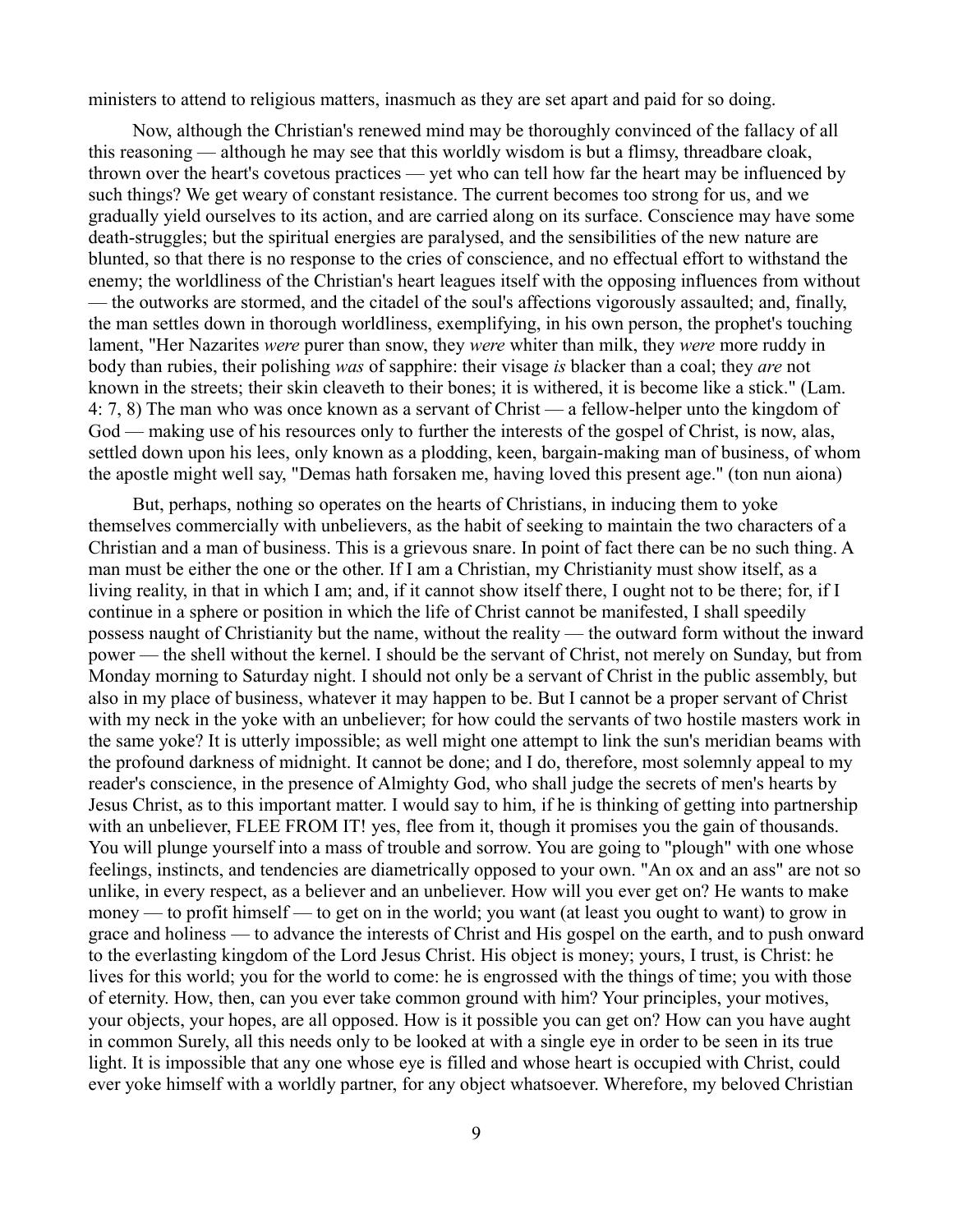ministers to attend to religious matters, inasmuch as they are set apart and paid for so doing.

Now, although the Christian's renewed mind may be thoroughly convinced of the fallacy of all this reasoning — although he may see that this worldly wisdom is but a flimsy, threadbare cloak, thrown over the heart's covetous practices — yet who can tell how far the heart may be influenced by such things? We get weary of constant resistance. The current becomes too strong for us, and we gradually yield ourselves to its action, and are carried along on its surface. Conscience may have some death-struggles; but the spiritual energies are paralysed, and the sensibilities of the new nature are blunted, so that there is no response to the cries of conscience, and no effectual effort to withstand the enemy; the worldliness of the Christian's heart leagues itself with the opposing influences from without — the outworks are stormed, and the citadel of the soul's affections vigorously assaulted; and, finally, the man settles down in thorough worldliness, exemplifying, in his own person, the prophet's touching lament, "Her Nazarites *were* purer than snow, they *were* whiter than milk, they *were* more ruddy in body than rubies, their polishing *was* of sapphire: their visage *is* blacker than a coal; they *are* not known in the streets; their skin cleaveth to their bones; it is withered, it is become like a stick." (Lam. 4: 7, 8) The man who was once known as a servant of Christ — a fellow-helper unto the kingdom of God — making use of his resources only to further the interests of the gospel of Christ, is now, alas, settled down upon his lees, only known as a plodding, keen, bargain-making man of business, of whom the apostle might well say, "Demas hath forsaken me, having loved this present age." (ton nun aiona)

But, perhaps, nothing so operates on the hearts of Christians, in inducing them to yoke themselves commercially with unbelievers, as the habit of seeking to maintain the two characters of a Christian and a man of business. This is a grievous snare. In point of fact there can be no such thing. A man must be either the one or the other. If I am a Christian, my Christianity must show itself, as a living reality, in that in which I am; and, if it cannot show itself there, I ought not to be there; for, if I continue in a sphere or position in which the life of Christ cannot be manifested, I shall speedily possess naught of Christianity but the name, without the reality — the outward form without the inward power — the shell without the kernel. I should be the servant of Christ, not merely on Sunday, but from Monday morning to Saturday night. I should not only be a servant of Christ in the public assembly, but also in my place of business, whatever it may happen to be. But I cannot be a proper servant of Christ with my neck in the yoke with an unbeliever; for how could the servants of two hostile masters work in the same yoke? It is utterly impossible; as well might one attempt to link the sun's meridian beams with the profound darkness of midnight. It cannot be done; and I do, therefore, most solemnly appeal to my reader's conscience, in the presence of Almighty God, who shall judge the secrets of men's hearts by Jesus Christ, as to this important matter. I would say to him, if he is thinking of getting into partnership with an unbeliever, FLEE FROM IT! yes, flee from it, though it promises you the gain of thousands. You will plunge yourself into a mass of trouble and sorrow. You are going to "plough" with one whose feelings, instincts, and tendencies are diametrically opposed to your own. "An ox and an ass" are not so unlike, in every respect, as a believer and an unbeliever. How will you ever get on? He wants to make money — to profit himself — to get on in the world; you want (at least you ought to want) to grow in grace and holiness — to advance the interests of Christ and His gospel on the earth, and to push onward to the everlasting kingdom of the Lord Jesus Christ. His object is money; yours, I trust, is Christ: he lives for this world; you for the world to come: he is engrossed with the things of time; you with those of eternity. How, then, can you ever take common ground with him? Your principles, your motives, your objects, your hopes, are all opposed. How is it possible you can get on? How can you have aught in common Surely, all this needs only to be looked at with a single eye in order to be seen in its true light. It is impossible that any one whose eye is filled and whose heart is occupied with Christ, could ever yoke himself with a worldly partner, for any object whatsoever. Wherefore, my beloved Christian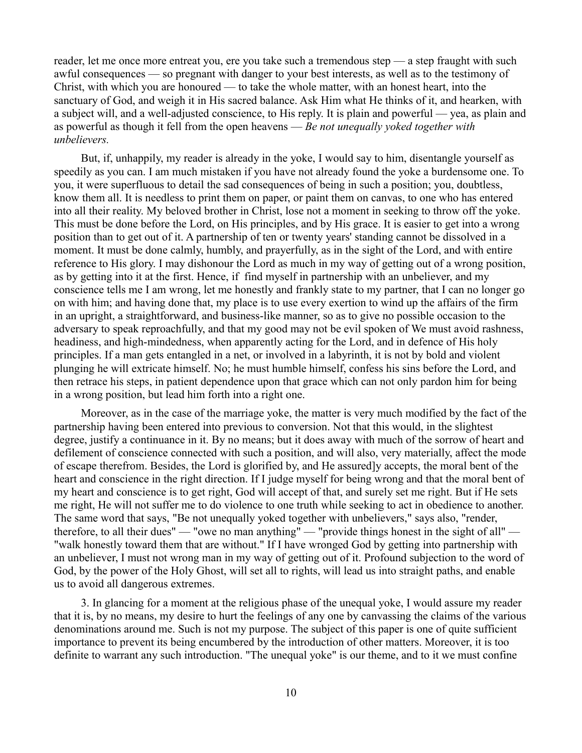reader, let me once more entreat you, ere you take such a tremendous step — a step fraught with such awful consequences — so pregnant with danger to your best interests, as well as to the testimony of Christ, with which you are honoured — to take the whole matter, with an honest heart, into the sanctuary of God, and weigh it in His sacred balance. Ask Him what He thinks of it, and hearken, with a subject will, and a well-adjusted conscience, to His reply. It is plain and powerful — yea, as plain and as powerful as though it fell from the open heavens — *Be not unequally yoked together with unbelievers.*

But, if, unhappily, my reader is already in the yoke, I would say to him, disentangle yourself as speedily as you can. I am much mistaken if you have not already found the yoke a burdensome one. To you, it were superfluous to detail the sad consequences of being in such a position; you, doubtless, know them all. It is needless to print them on paper, or paint them on canvas, to one who has entered into all their reality. My beloved brother in Christ, lose not a moment in seeking to throw off the yoke. This must be done before the Lord, on His principles, and by His grace. It is easier to get into a wrong position than to get out of it. A partnership of ten or twenty years' standing cannot be dissolved in a moment. It must be done calmly, humbly, and prayerfully, as in the sight of the Lord, and with entire reference to His glory. I may dishonour the Lord as much in my way of getting out of a wrong position, as by getting into it at the first. Hence, if find myself in partnership with an unbeliever, and my conscience tells me I am wrong, let me honestly and frankly state to my partner, that I can no longer go on with him; and having done that, my place is to use every exertion to wind up the affairs of the firm in an upright, a straightforward, and business-like manner, so as to give no possible occasion to the adversary to speak reproachfully, and that my good may not be evil spoken of We must avoid rashness, headiness, and high-mindedness, when apparently acting for the Lord, and in defence of His holy principles. If a man gets entangled in a net, or involved in a labyrinth, it is not by bold and violent plunging he will extricate himself. No; he must humble himself, confess his sins before the Lord, and then retrace his steps, in patient dependence upon that grace which can not only pardon him for being in a wrong position, but lead him forth into a right one.

Moreover, as in the case of the marriage yoke, the matter is very much modified by the fact of the partnership having been entered into previous to conversion. Not that this would, in the slightest degree, justify a continuance in it. By no means; but it does away with much of the sorrow of heart and defilement of conscience connected with such a position, and will also, very materially, affect the mode of escape therefrom. Besides, the Lord is glorified by, and He assured]y accepts, the moral bent of the heart and conscience in the right direction. If I judge myself for being wrong and that the moral bent of my heart and conscience is to get right, God will accept of that, and surely set me right. But if He sets me right, He will not suffer me to do violence to one truth while seeking to act in obedience to another. The same word that says, "Be not unequally yoked together with unbelievers," says also, "render, therefore, to all their dues" — "owe no man anything" — "provide things honest in the sight of all" — "walk honestly toward them that are without." If I have wronged God by getting into partnership with an unbeliever, I must not wrong man in my way of getting out of it. Profound subjection to the word of God, by the power of the Holy Ghost, will set all to rights, will lead us into straight paths, and enable us to avoid all dangerous extremes.

3. In glancing for a moment at the religious phase of the unequal yoke, I would assure my reader that it is, by no means, my desire to hurt the feelings of any one by canvassing the claims of the various denominations around me. Such is not my purpose. The subject of this paper is one of quite sufficient importance to prevent its being encumbered by the introduction of other matters. Moreover, it is too definite to warrant any such introduction. "The unequal yoke" is our theme, and to it we must confine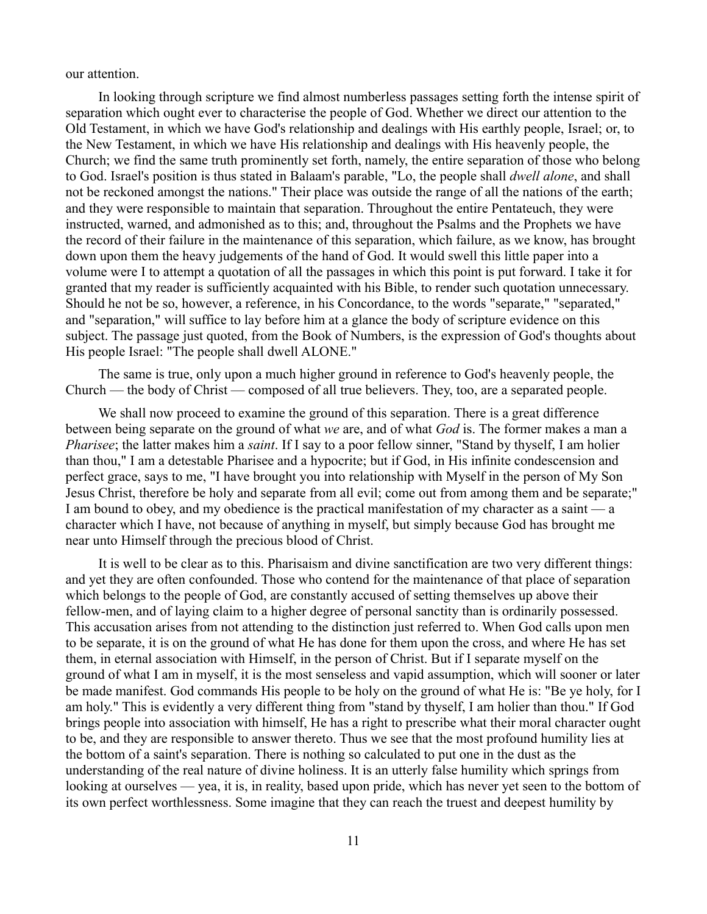our attention.

In looking through scripture we find almost numberless passages setting forth the intense spirit of separation which ought ever to characterise the people of God. Whether we direct our attention to the Old Testament, in which we have God's relationship and dealings with His earthly people, Israel; or, to the New Testament, in which we have His relationship and dealings with His heavenly people, the Church; we find the same truth prominently set forth, namely, the entire separation of those who belong to God. Israel's position is thus stated in Balaam's parable, "Lo, the people shall *dwell alone*, and shall not be reckoned amongst the nations." Their place was outside the range of all the nations of the earth; and they were responsible to maintain that separation. Throughout the entire Pentateuch, they were instructed, warned, and admonished as to this; and, throughout the Psalms and the Prophets we have the record of their failure in the maintenance of this separation, which failure, as we know, has brought down upon them the heavy judgements of the hand of God. It would swell this little paper into a volume were I to attempt a quotation of all the passages in which this point is put forward. I take it for granted that my reader is sufficiently acquainted with his Bible, to render such quotation unnecessary. Should he not be so, however, a reference, in his Concordance, to the words "separate," "separated," and "separation," will suffice to lay before him at a glance the body of scripture evidence on this subject. The passage just quoted, from the Book of Numbers, is the expression of God's thoughts about His people Israel: "The people shall dwell ALONE."

The same is true, only upon a much higher ground in reference to God's heavenly people, the Church — the body of Christ — composed of all true believers. They, too, are a separated people.

We shall now proceed to examine the ground of this separation. There is a great difference between being separate on the ground of what *we* are, and of what *God* is. The former makes a man a *Pharisee*; the latter makes him a *saint*. If I say to a poor fellow sinner, "Stand by thyself, I am holier than thou," I am a detestable Pharisee and a hypocrite; but if God, in His infinite condescension and perfect grace, says to me, "I have brought you into relationship with Myself in the person of My Son Jesus Christ, therefore be holy and separate from all evil; come out from among them and be separate;" I am bound to obey, and my obedience is the practical manifestation of my character as a saint — a character which I have, not because of anything in myself, but simply because God has brought me near unto Himself through the precious blood of Christ.

It is well to be clear as to this. Pharisaism and divine sanctification are two very different things: and yet they are often confounded. Those who contend for the maintenance of that place of separation which belongs to the people of God, are constantly accused of setting themselves up above their fellow-men, and of laying claim to a higher degree of personal sanctity than is ordinarily possessed. This accusation arises from not attending to the distinction just referred to. When God calls upon men to be separate, it is on the ground of what He has done for them upon the cross, and where He has set them, in eternal association with Himself, in the person of Christ. But if I separate myself on the ground of what I am in myself, it is the most senseless and vapid assumption, which will sooner or later be made manifest. God commands His people to be holy on the ground of what He is: "Be ye holy, for I am holy." This is evidently a very different thing from "stand by thyself, I am holier than thou." If God brings people into association with himself, He has a right to prescribe what their moral character ought to be, and they are responsible to answer thereto. Thus we see that the most profound humility lies at the bottom of a saint's separation. There is nothing so calculated to put one in the dust as the understanding of the real nature of divine holiness. It is an utterly false humility which springs from looking at ourselves — yea, it is, in reality, based upon pride, which has never yet seen to the bottom of its own perfect worthlessness. Some imagine that they can reach the truest and deepest humility by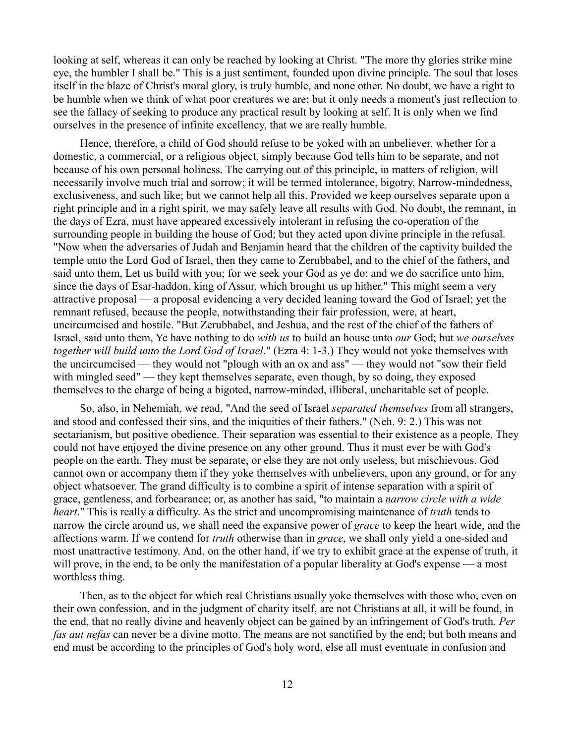looking at self, whereas it can only be reached by looking at Christ. "The more thy glories strike mine eye, the humbler I shall be." This is a just sentiment, founded upon divine principle. The soul that loses itself in the blaze of Christ's moral glory, is truly humble, and none other. No doubt, we have a right to be humble when we think of what poor creatures we are; but it only needs a moment's just reflection to see the fallacy of seeking to produce any practical result by looking at self. It is only when we find ourselves in the presence of infinite excellency, that we are really humble.

Hence, therefore, a child of God should refuse to be yoked with an unbeliever, whether for a domestic, a commercial, or a religious object, simply because God tells him to be separate, and not because of his own personal holiness. The carrying out of this principle, in matters of religion, will necessarily involve much trial and sorrow; it will be termed intolerance, bigotry, Narrow-mindedness, exclusiveness, and such like; but we cannot help all this. Provided we keep ourselves separate upon a right principle and in a right spirit, we may safely leave all results with God. No doubt, the remnant, in the days of Ezra, must have appeared excessively intolerant in refusing the co-operation of the surrounding people in building the house of God; but they acted upon divine principle in the refusal. "Now when the adversaries of Judah and Benjamin heard that the children of the captivity builded the temple unto the Lord God of Israel, then they came to Zerubbabel, and to the chief of the fathers, and said unto them, Let us build with you; for we seek your God as ye do; and we do sacrifice unto him, since the days of Esar-haddon, king of Assur, which brought us up hither." This might seem a very attractive proposal — a proposal evidencing a very decided leaning toward the God of Israel; yet the remnant refused, because the people, notwithstanding their fair profession, were, at heart, uncircumcised and hostile. "But Zerubbabel, and Jeshua, and the rest of the chief of the fathers of Israel, said unto them, Ye have nothing to do *with us* to build an house unto *our* God; but *we ourselves together will build unto the Lord God of Israel*." (Ezra 4: 1-3.) They would not yoke themselves with the uncircumcised — they would not "plough with an ox and ass" — they would not "sow their field with mingled seed" — they kept themselves separate, even though, by so doing, they exposed themselves to the charge of being a bigoted, narrow-minded, illiberal, uncharitable set of people.

So, also, in Nehemiah, we read, "And the seed of Israel *separated themselves* from all strangers, and stood and confessed their sins, and the iniquities of their fathers." (Neh. 9: 2.) This was not sectarianism, but positive obedience. Their separation was essential to their existence as a people. They could not have enjoyed the divine presence on any other ground. Thus it must ever be with God's people on the earth. They must be separate, or else they are not only useless, but mischievous. God cannot own or accompany them if they yoke themselves with unbelievers, upon any ground, or for any object whatsoever. The grand difficulty is to combine a spirit of intense separation with a spirit of grace, gentleness, and forbearance; or, as another has said, "to maintain a *narrow circle with a wide heart*." This is really a difficulty. As the strict and uncompromising maintenance of *truth* tends to narrow the circle around us, we shall need the expansive power of *grace* to keep the heart wide, and the affections warm. If we contend for *truth* otherwise than in *grace*, we shall only yield a one-sided and most unattractive testimony. And, on the other hand, if we try to exhibit grace at the expense of truth, it will prove, in the end, to be only the manifestation of a popular liberality at God's expense — a most worthless thing.

Then, as to the object for which real Christians usually yoke themselves with those who, even on their own confession, and in the judgment of charity itself, are not Christians at all, it will be found, in the end, that no really divine and heavenly object can be gained by an infringement of God's truth. *Per fas aut nefas* can never be a divine motto. The means are not sanctified by the end; but both means and end must be according to the principles of God's holy word, else all must eventuate in confusion and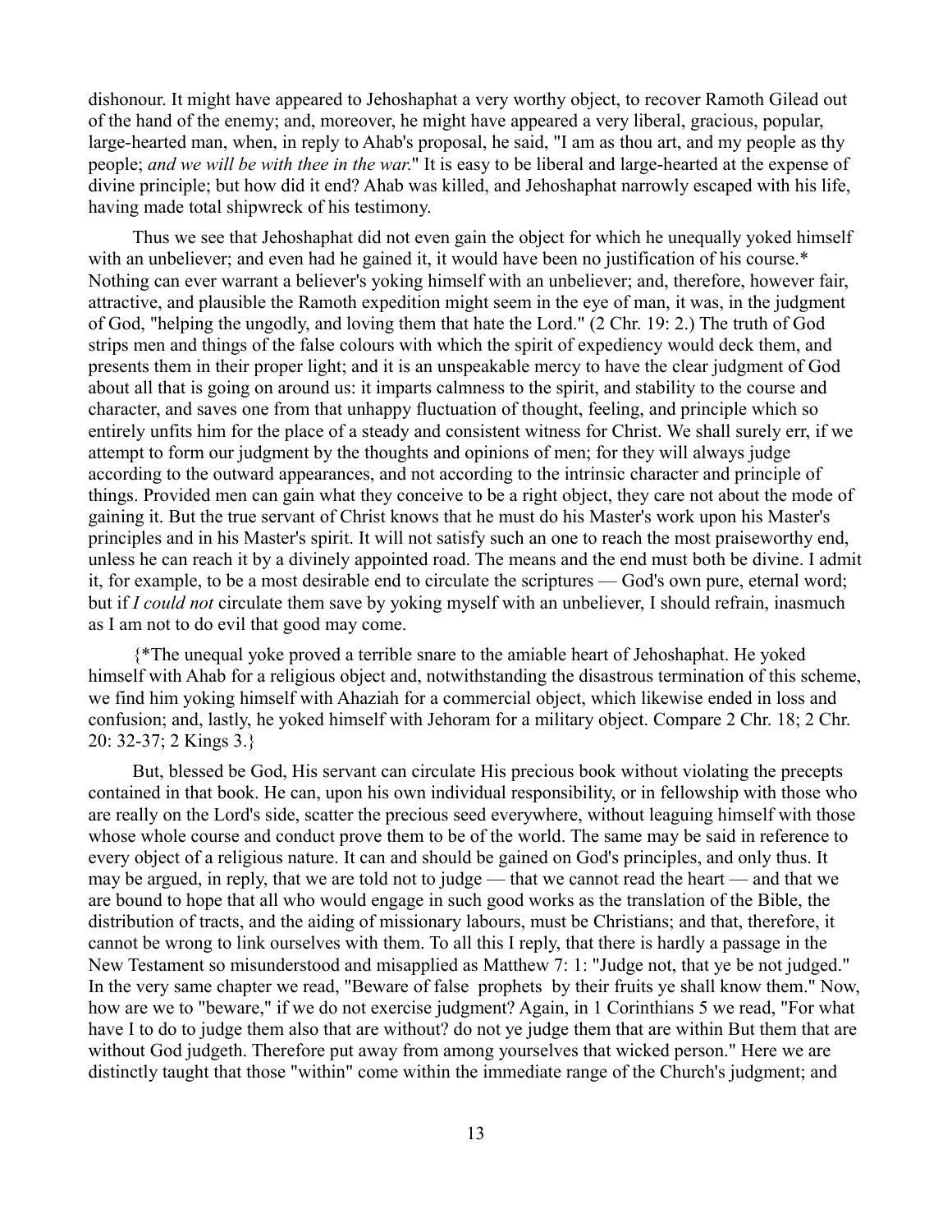dishonour. It might have appeared to Jehoshaphat a very worthy object, to recover Ramoth Gilead out of the hand of the enemy; and, moreover, he might have appeared a very liberal, gracious, popular, large-hearted man, when, in reply to Ahab's proposal, he said, "I am as thou art, and my people as thy people; *and we will be with thee in the war*." It is easy to be liberal and large-hearted at the expense of divine principle; but how did it end? Ahab was killed, and Jehoshaphat narrowly escaped with his life, having made total shipwreck of his testimony.

Thus we see that Jehoshaphat did not even gain the object for which he unequally yoked himself with an unbeliever; and even had he gained it, it would have been no justification of his course.* Nothing can ever warrant a believer's yoking himself with an unbeliever; and, therefore, however fair, attractive, and plausible the Ramoth expedition might seem in the eye of man, it was, in the judgment of God, "helping the ungodly, and loving them that hate the Lord." (2 Chr. 19: 2.) The truth of God strips men and things of the false colours with which the spirit of expediency would deck them, and presents them in their proper light; and it is an unspeakable mercy to have the clear judgment of God about all that is going on around us: it imparts calmness to the spirit, and stability to the course and character, and saves one from that unhappy fluctuation of thought, feeling, and principle which so entirely unfits him for the place of a steady and consistent witness for Christ. We shall surely err, if we attempt to form our judgment by the thoughts and opinions of men; for they will always judge according to the outward appearances, and not according to the intrinsic character and principle of things. Provided men can gain what they conceive to be a right object, they care not about the mode of gaining it. But the true servant of Christ knows that he must do his Master's work upon his Master's principles and in his Master's spirit. It will not satisfy such an one to reach the most praiseworthy end, unless he can reach it by a divinely appointed road. The means and the end must both be divine. I admit it, for example, to be a most desirable end to circulate the scriptures — God's own pure, eternal word; but if *I could not* circulate them save by yoking myself with an unbeliever, I should refrain, inasmuch as I am not to do evil that good may come.

{*The unequal yoke proved a terrible snare to the amiable heart of Jehoshaphat. He yoked himself with Ahab for a religious object and, notwithstanding the disastrous termination of this scheme, we find him yoking himself with Ahaziah for a commercial object, which likewise ended in loss and confusion; and, lastly, he yoked himself with Jehoram for a military object. Compare 2 Chr. 18; 2 Chr. 20: 32-37; 2 Kings 3.}

But, blessed be God, His servant can circulate His precious book without violating the precepts contained in that book. He can, upon his own individual responsibility, or in fellowship with those who are really on the Lord's side, scatter the precious seed everywhere, without leaguing himself with those whose whole course and conduct prove them to be of the world. The same may be said in reference to every object of a religious nature. It can and should be gained on God's principles, and only thus. It may be argued, in reply, that we are told not to judge — that we cannot read the heart — and that we are bound to hope that all who would engage in such good works as the translation of the Bible, the distribution of tracts, and the aiding of missionary labours, must be Christians; and that, therefore, it cannot be wrong to link ourselves with them. To all this I reply, that there is hardly a passage in the New Testament so misunderstood and misapplied as Matthew 7: 1: "Judge not, that ye be not judged." In the very same chapter we read, "Beware of false prophets by their fruits ye shall know them." Now, how are we to "beware," if we do not exercise judgment? Again, in 1 Corinthians 5 we read, "For what have I to do to judge them also that are without? do not ye judge them that are within But them that are without God judgeth. Therefore put away from among yourselves that wicked person." Here we are distinctly taught that those "within" come within the immediate range of the Church's judgment; and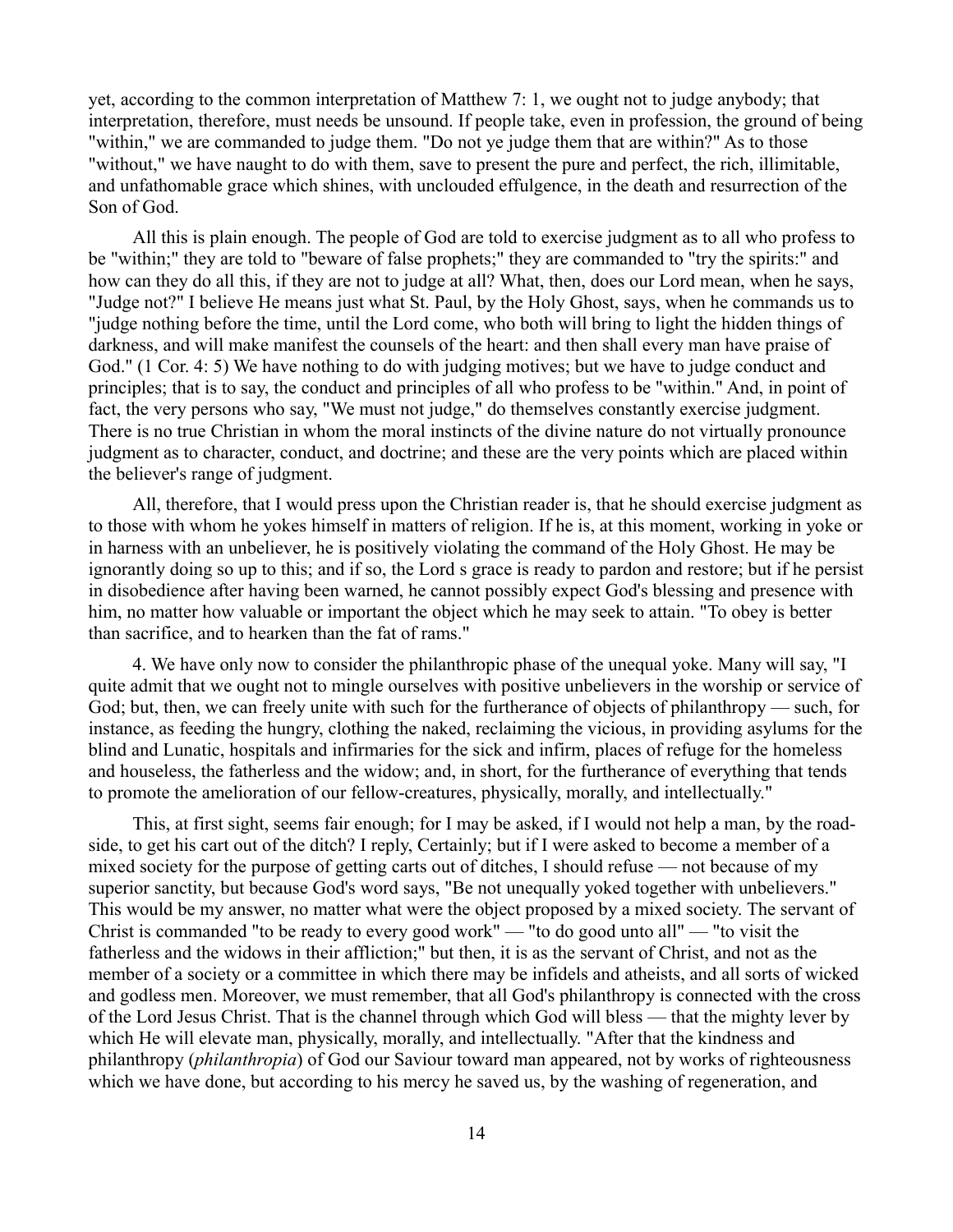yet, according to the common interpretation of Matthew 7: 1, we ought not to judge anybody; that interpretation, therefore, must needs be unsound. If people take, even in profession, the ground of being "within," we are commanded to judge them. "Do not ye judge them that are within?" As to those "without," we have naught to do with them, save to present the pure and perfect, the rich, illimitable, and unfathomable grace which shines, with unclouded effulgence, in the death and resurrection of the Son of God.

All this is plain enough. The people of God are told to exercise judgment as to all who profess to be "within;" they are told to "beware of false prophets;" they are commanded to "try the spirits:" and how can they do all this, if they are not to judge at all? What, then, does our Lord mean, when he says, "Judge not?" I believe He means just what St. Paul, by the Holy Ghost, says, when he commands us to "judge nothing before the time, until the Lord come, who both will bring to light the hidden things of darkness, and will make manifest the counsels of the heart: and then shall every man have praise of God." (1 Cor. 4: 5) We have nothing to do with judging motives; but we have to judge conduct and principles; that is to say, the conduct and principles of all who profess to be "within." And, in point of fact, the very persons who say, "We must not judge," do themselves constantly exercise judgment. There is no true Christian in whom the moral instincts of the divine nature do not virtually pronounce judgment as to character, conduct, and doctrine; and these are the very points which are placed within the believer's range of judgment.

All, therefore, that I would press upon the Christian reader is, that he should exercise judgment as to those with whom he yokes himself in matters of religion. If he is, at this moment, working in yoke or in harness with an unbeliever, he is positively violating the command of the Holy Ghost. He may be ignorantly doing so up to this; and if so, the Lord s grace is ready to pardon and restore; but if he persist in disobedience after having been warned, he cannot possibly expect God's blessing and presence with him, no matter how valuable or important the object which he may seek to attain. "To obey is better than sacrifice, and to hearken than the fat of rams."

4. We have only now to consider the philanthropic phase of the unequal yoke. Many will say, "I quite admit that we ought not to mingle ourselves with positive unbelievers in the worship or service of God; but, then, we can freely unite with such for the furtherance of objects of philanthropy — such, for instance, as feeding the hungry, clothing the naked, reclaiming the vicious, in providing asylums for the blind and Lunatic, hospitals and infirmaries for the sick and infirm, places of refuge for the homeless and houseless, the fatherless and the widow; and, in short, for the furtherance of everything that tends to promote the amelioration of our fellow-creatures, physically, morally, and intellectually."

This, at first sight, seems fair enough; for I may be asked, if I would not help a man, by the road-side, to get his cart out of the ditch? I reply, Certainly; but if I were asked to become a member of a mixed society for the purpose of getting carts out of ditches, I should refuse — not because of my superior sanctity, but because God's word says, "Be not unequally yoked together with unbelievers." This would be my answer, no matter what were the object proposed by a mixed society. The servant of Christ is commanded "to be ready to every good work" — "to do good unto all" — "to visit the fatherless and the widows in their affliction;" but then, it is as the servant of Christ, and not as the member of a society or a committee in which there may be infidels and atheists, and all sorts of wicked and godless men. Moreover, we must remember, that all God's philanthropy is connected with the cross of the Lord Jesus Christ. That is the channel through which God will bless — that the mighty lever by which He will elevate man, physically, morally, and intellectually. "After that the kindness and philanthropy (*philanthropia*) of God our Saviour toward man appeared, not by works of righteousness which we have done, but according to his mercy he saved us, by the washing of regeneration, and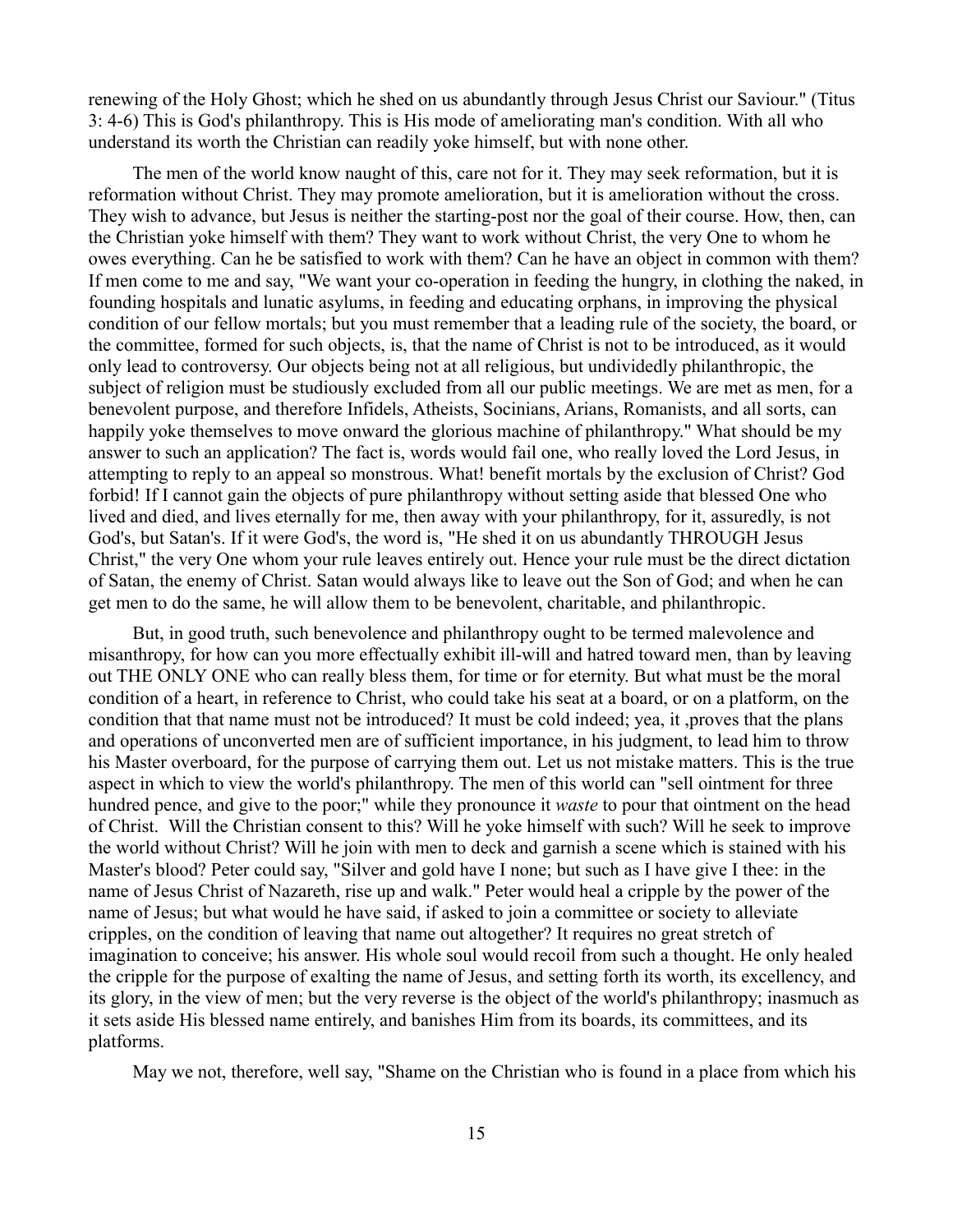renewing of the Holy Ghost; which he shed on us abundantly through Jesus Christ our Saviour." (Titus 3: 4-6) This is God's philanthropy. This is His mode of ameliorating man's condition. With all who understand its worth the Christian can readily yoke himself, but with none other.

The men of the world know naught of this, care not for it. They may seek reformation, but it is reformation without Christ. They may promote amelioration, but it is amelioration without the cross. They wish to advance, but Jesus is neither the starting-post nor the goal of their course. How, then, can the Christian yoke himself with them? They want to work without Christ, the very One to whom he owes everything. Can he be satisfied to work with them? Can he have an object in common with them? If men come to me and say, "We want your co-operation in feeding the hungry, in clothing the naked, in founding hospitals and lunatic asylums, in feeding and educating orphans, in improving the physical condition of our fellow mortals; but you must remember that a leading rule of the society, the board, or the committee, formed for such objects, is, that the name of Christ is not to be introduced, as it would only lead to controversy. Our objects being not at all religious, but undividedly philanthropic, the subject of religion must be studiously excluded from all our public meetings. We are met as men, for a benevolent purpose, and therefore Infidels, Atheists, Socinians, Arians, Romanists, and all sorts, can happily yoke themselves to move onward the glorious machine of philanthropy." What should be my answer to such an application? The fact is, words would fail one, who really loved the Lord Jesus, in attempting to reply to an appeal so monstrous. What! benefit mortals by the exclusion of Christ? God forbid! If I cannot gain the objects of pure philanthropy without setting aside that blessed One who lived and died, and lives eternally for me, then away with your philanthropy, for it, assuredly, is not God's, but Satan's. If it were God's, the word is, "He shed it on us abundantly THROUGH Jesus Christ," the very One whom your rule leaves entirely out. Hence your rule must be the direct dictation of Satan, the enemy of Christ. Satan would always like to leave out the Son of God; and when he can get men to do the same, he will allow them to be benevolent, charitable, and philanthropic.

But, in good truth, such benevolence and philanthropy ought to be termed malevolence and misanthropy, for how can you more effectually exhibit ill-will and hatred toward men, than by leaving out THE ONLY ONE who can really bless them, for time or for eternity. But what must be the moral condition of a heart, in reference to Christ, who could take his seat at a board, or on a platform, on the condition that that name must not be introduced? It must be cold indeed; yea, it ,proves that the plans and operations of unconverted men are of sufficient importance, in his judgment, to lead him to throw his Master overboard, for the purpose of carrying them out. Let us not mistake matters. This is the true aspect in which to view the world's philanthropy. The men of this world can "sell ointment for three hundred pence, and give to the poor;" while they pronounce it *waste* to pour that ointment on the head of Christ. Will the Christian consent to this? Will he yoke himself with such? Will he seek to improve the world without Christ? Will he join with men to deck and garnish a scene which is stained with his Master's blood? Peter could say, "Silver and gold have I none; but such as I have give I thee: in the name of Jesus Christ of Nazareth, rise up and walk." Peter would heal a cripple by the power of the name of Jesus; but what would he have said, if asked to join a committee or society to alleviate cripples, on the condition of leaving that name out altogether? It requires no great stretch of imagination to conceive; his answer. His whole soul would recoil from such a thought. He only healed the cripple for the purpose of exalting the name of Jesus, and setting forth its worth, its excellency, and its glory, in the view of men; but the very reverse is the object of the world's philanthropy; inasmuch as it sets aside His blessed name entirely, and banishes Him from its boards, its committees, and its platforms.

May we not, therefore, well say, "Shame on the Christian who is found in a place from which his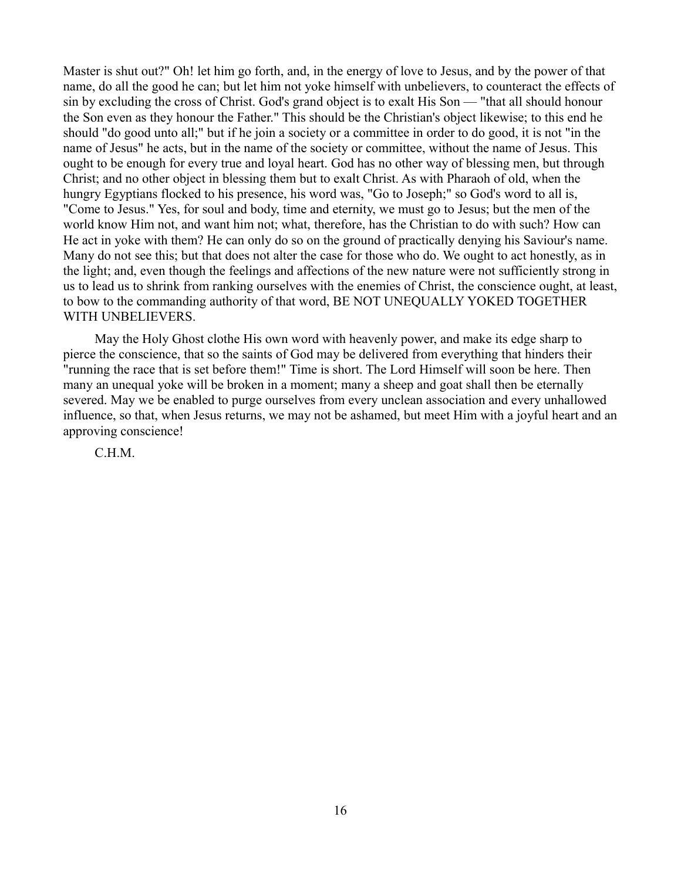Master is shut out?" Oh! let him go forth, and, in the energy of love to Jesus, and by the power of that name, do all the good he can; but let him not yoke himself with unbelievers, to counteract the effects of sin by excluding the cross of Christ. God's grand object is to exalt His Son — "that all should honour the Son even as they honour the Father." This should be the Christian's object likewise; to this end he should "do good unto all;" but if he join a society or a committee in order to do good, it is not "in the name of Jesus" he acts, but in the name of the society or committee, without the name of Jesus. This ought to be enough for every true and loyal heart. God has no other way of blessing men, but through Christ; and no other object in blessing them but to exalt Christ. As with Pharaoh of old, when the hungry Egyptians flocked to his presence, his word was, "Go to Joseph;" so God's word to all is, "Come to Jesus." Yes, for soul and body, time and eternity, we must go to Jesus; but the men of the world know Him not, and want him not; what, therefore, has the Christian to do with such? How can He act in yoke with them? He can only do so on the ground of practically denying his Saviour's name. Many do not see this; but that does not alter the case for those who do. We ought to act honestly, as in the light; and, even though the feelings and affections of the new nature were not sufficiently strong in us to lead us to shrink from ranking ourselves with the enemies of Christ, the conscience ought, at least, to bow to the commanding authority of that word, BE NOT UNEQUALLY YOKED TOGETHER WITH UNBELIEVERS.

May the Holy Ghost clothe His own word with heavenly power, and make its edge sharp to pierce the conscience, that so the saints of God may be delivered from everything that hinders their "running the race that is set before them!" Time is short. The Lord Himself will soon be here. Then many an unequal yoke will be broken in a moment; many a sheep and goat shall then be eternally severed. May we be enabled to purge ourselves from every unclean association and every unhallowed influence, so that, when Jesus returns, we may not be ashamed, but meet Him with a joyful heart and an approving conscience!

C.H.M.